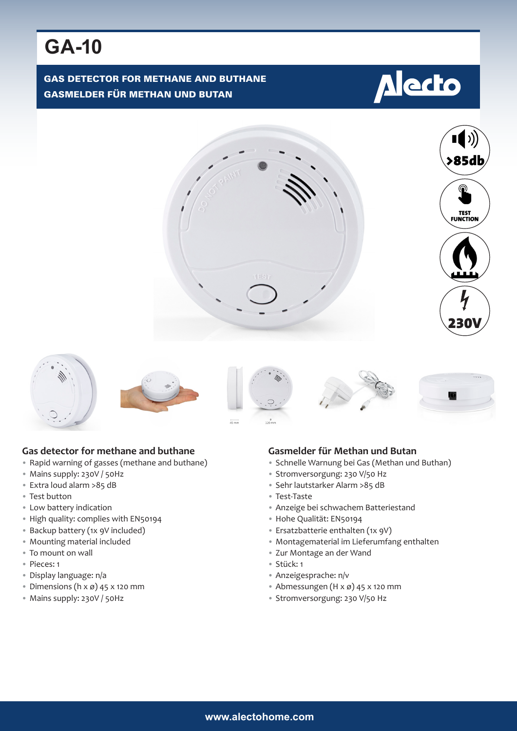# GA-10

**GAS DETECTOR FOR METHANE AND BUTHANE**
**GASMELDER FÜR METHAN UND BUTAN**

>85db

TEST FUNCTION

230V

## Gas detector for methane and buthane

- Rapid warning of gasses (methane and buthane)
- Mains supply: 230V / 50Hz
- Extra loud alarm >85 dB
- Test button
- Low battery indication
- High quality: complies with EN50194
- Backup battery (1x 9V included)
- Mounting material included
- To mount on wall
- Pieces: 1
- Display language: n/a
- Dimensions (h x ø) 45 x 120 mm
- Mains supply: 230V / 50Hz

## Gasmelder für Methan und Butan

- Schnelle Warnung bei Gas (Methan und Buthan)
- Stromversorgung: 230 V/50 Hz
- Sehr lautstarker Alarm >85 dB
- Test-Taste
- Anzeige bei schwachem Batteriestand
- Hohe Qualität: EN50194
- Ersatzbatterie enthalten (1x 9V)
- Montagematerial im Lieferumfang enthalten
- Zur Montage an der Wand
- Stück: 1
- Anzeigesprache: n/v
- Abmessungen (H x ø) 45 x 120 mm
- Stromversorgung: 230 V/50 Hz

www.alectohome.com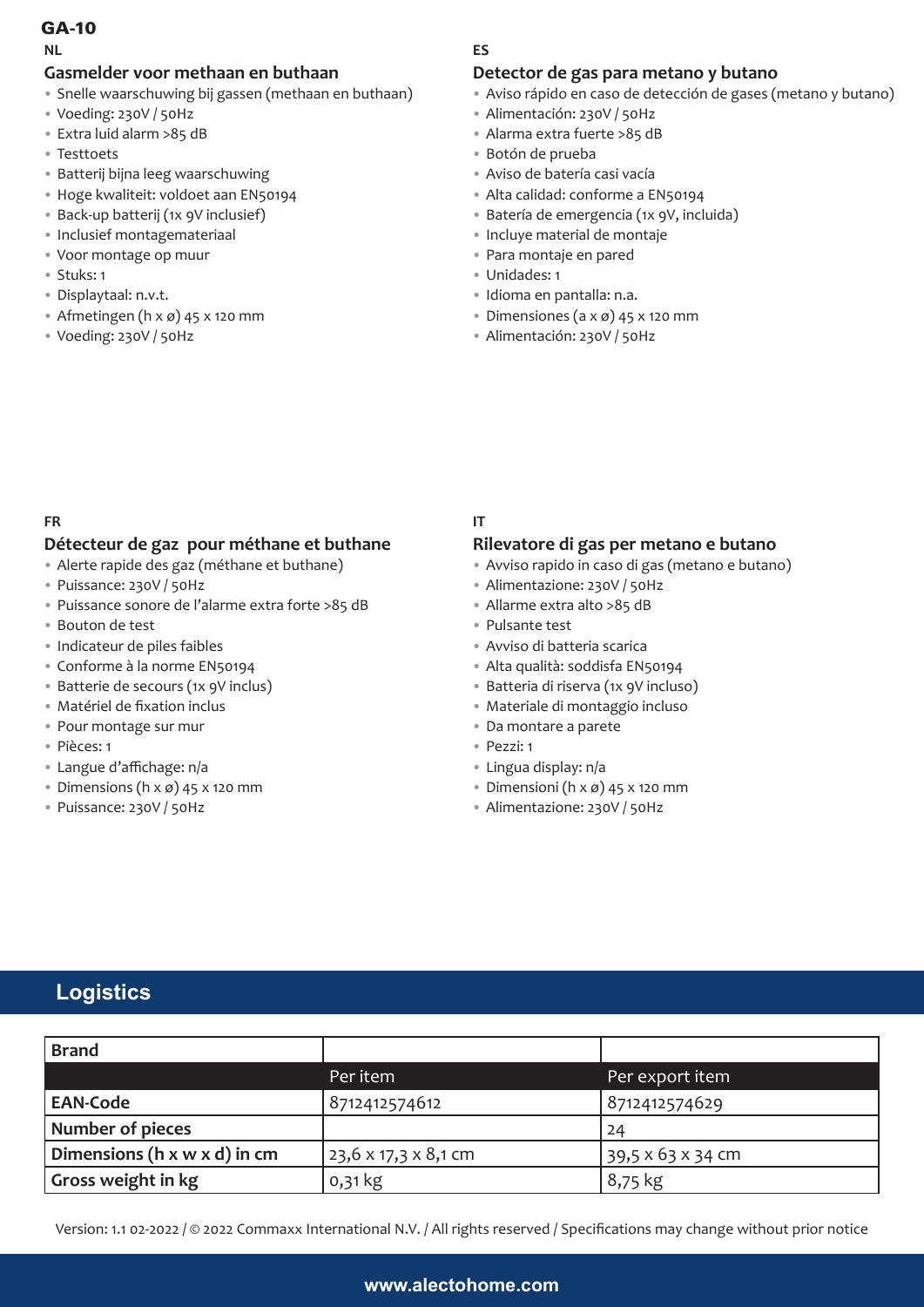**GA-10**

NL

## Gasmelder voor methaan en buthaan

- Snelle waarschuwing bij gassen (methaan en buthaan)
- Voeding: 230V / 50Hz
- Extra luid alarm >85 dB
- Testtoets
- Batterij bijna leeg waarschuwing
- Hoge kwaliteit: voldoet aan EN50194
- Back-up batterij (1x 9V inclusief)
- Inclusief montagemateriaal
- Voor montage op muur
- Stuks: 1
- Displaytaal: n.v.t.
- Afmetingen (h x ø) 45 x 120 mm
- Voeding: 230V / 50Hz

ES

## Detector de gas para metano y butano

- Aviso rápido en caso de detección de gases (metano y butano)
- Alimentación: 230V / 50Hz
- Alarma extra fuerte >85 dB
- Botón de prueba
- Aviso de batería casi vacía
- Alta calidad: conforme a EN50194
- Batería de emergencia (1x 9V, incluida)
- Incluye material de montaje
- Para montaje en pared
- Unidades: 1
- Idioma en pantalla: n.a.
- Dimensiones (a x ø) 45 x 120 mm
- Alimentación: 230V / 50Hz

FR

## Détecteur de gaz pour méthane et buthane

- Alerte rapide des gaz (méthane et buthane)
- Puissance: 230V / 50Hz
- Puissance sonore de l'alarme extra forte >85 dB
- Bouton de test
- Indicateur de piles faibles
- Conforme à la norme EN50194
- Batterie de secours (1x 9V inclus)
- Matériel de fixation inclus
- Pour montage sur mur
- Pièces: 1
- Langue d'affichage: n/a
- Dimensions (h x ø) 45 x 120 mm
- Puissance: 230V / 50Hz

IT

## Rilevatore di gas per metano e butano

- Avviso rapido in caso di gas (metano e butano)
- Alimentazione: 230V / 50Hz
- Allarme extra alto >85 dB
- Pulsante test
- Avviso di batteria scarica
- Alta qualità: soddisfa EN50194
- Batteria di riserva (1x 9V incluso)
- Materiale di montaggio incluso
- Da montare a parete
- Pezzi: 1
- Lingua display: n/a
- Dimensioni (h x ø) 45 x 120 mm
- Alimentazione: 230V / 50Hz

## Logistics

| Brand | | |
|---|---|---|
| | Per item | Per export item |
| EAN-Code | 8712412574612 | 8712412574629 |
| Number of pieces | | 24 |
| Dimensions (h x w x d) in cm | 23,6 x 17,3 x 8,1 cm | 39,5 x 63 x 34 cm |
| Gross weight in kg | 0,31 kg | 8,75 kg |

Version: 1.1 02-2022 / © 2022 Commaxx International N.V. / All rights reserved / Specifications may change without prior notice

www.alectohome.com